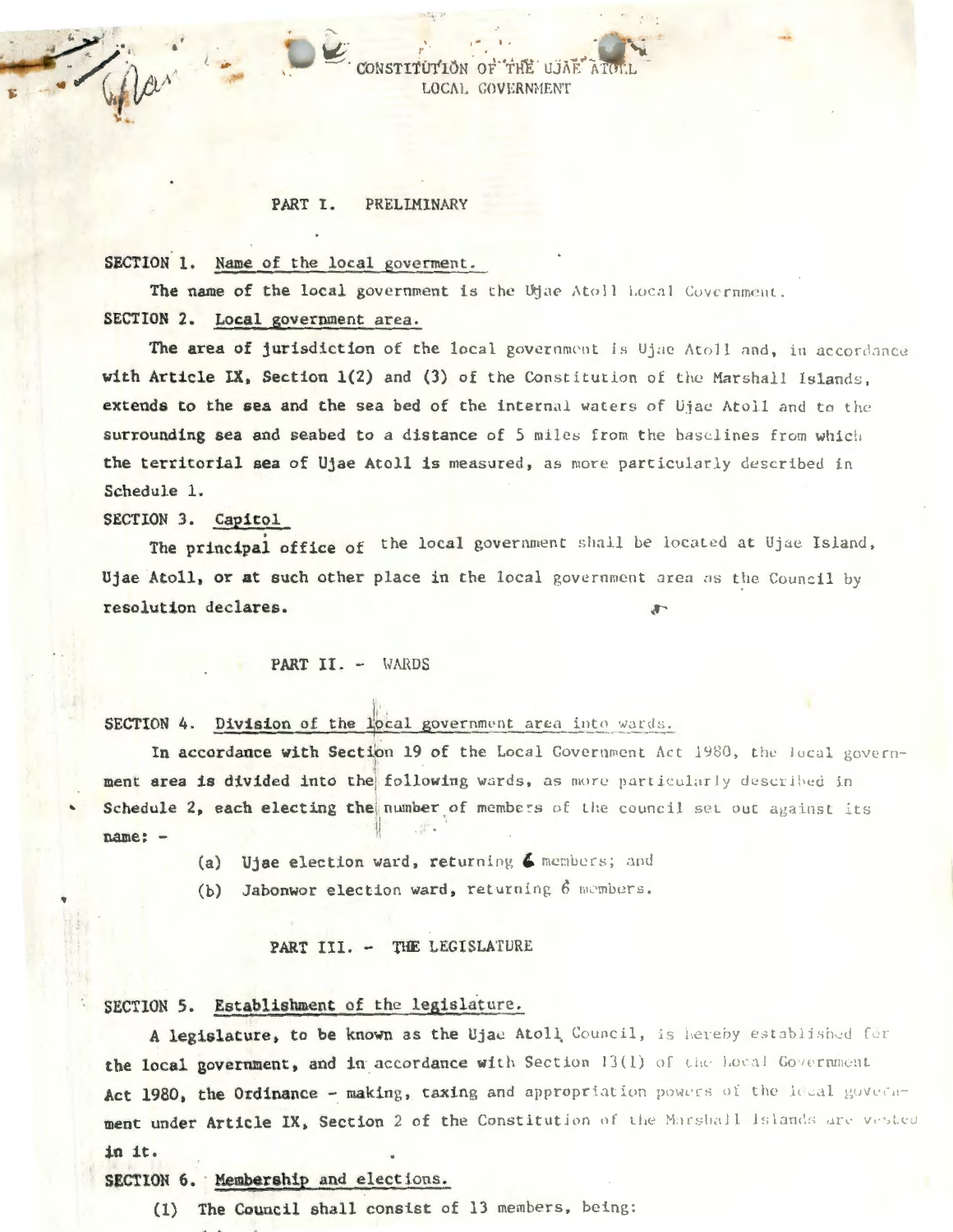# CONSTITUTION OF THE UJAE ATOLL LOCAL GOVERNMENT

## PART I. PRELIMINARY

**SECTION 1. Name of the local goverment.**

The name of the local government is the Ujae Atoll Local Government.

**SECTION 2. Local government area.**

The area of jurisdiction of the local government is Ujae Atoll and, in accordance with Article IX, Section 1(2) and (3) of the Constitution of the Marshall Islands, extends to the sea and the sea bed of the internal waters of Ujae Atoll and to the surrounding sea and seabed to a distance of 5 miles from the baselines from which the territorial sea of Ujae Atoll is measured, as more particularly described in Schedule 1.

**SECTION 3. Capitol**

The principal office of the local government shall be located at Ujae Island, Ujae Atoll, or at such other place in the local government area as the Council by resolution declares.

## PART II. - WARDS

**SECTION 4. Division of the local government area into wards.**

In accordance with Section 19 of the Local Government Act 1980, the local government area is divided into the following wards, as more particularly described in Schedule 2, each electing the number of members of the council set out against its name: -

(a) Ujae election ward, returning 6 members; and

(b) Jabonwor election ward, returning 6 members.

## PART III. - THE LEGISLATURE

**SECTION 5. Establishment of the legislature.**

A legislature, to be known as the Ujae Atoll Council, is hereby established for the local government, and in accordance with Section 13(1) of the Local Government Act 1980, the Ordinance - making, taxing and appropriation powers of the local government under Article IX, Section 2 of the Constitution of the Marshall Islands are vested in it.

**SECTION 6. Membership and elections.**

(1) The Council shall consist of 13 members, being: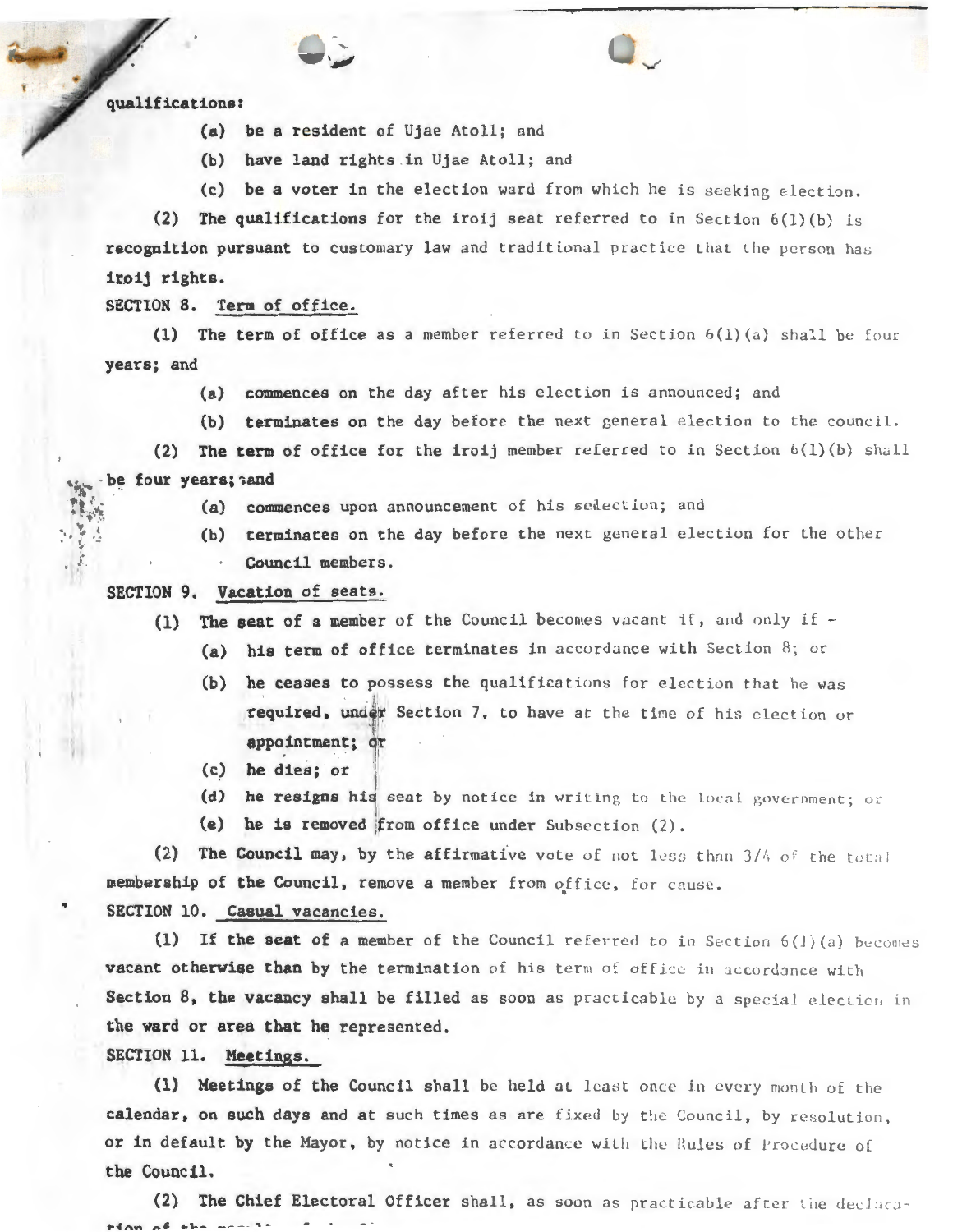qualifications:

(a) be a resident of Ujae Atoll; and

(b) have land rights in Ujae Atoll; and

(c) be a voter in the election ward from which he is seeking election.

(2) The qualifications for the iroij seat referred to in Section 6(1)(b) is recognition pursuant to customary law and traditional practice that the person has iroij rights.

SECTION 8. Term of office.

(1) The term of office as a member referred to in Section 6(1)(a) shall be four years; and

(a) commences on the day after his election is announced; and

(b) terminates on the day before the next general election to the council.

(2) The term of office for the iroij member referred to in Section 6(1)(b) shall be four years; and

(a) commences upon announcement of his selection; and

(b) terminates on the day before the next general election for the other Council members.

SECTION 9. Vacation of seats.

(1) The seat of a member of the Council becomes vacant if, and only if -

(a) his term of office terminates in accordance with Section 8; or

(b) he ceases to possess the qualifications for election that he was required, under Section 7, to have at the time of his election or appointment; or

(c) he dies; or

(d) he resigns his seat by notice in writing to the local government; or

(e) he is removed from office under Subsection (2).

(2) The Council may, by the affirmative vote of not less than 3/4 of the total membership of the Council, remove a member from office, for cause.

SECTION 10. Casual vacancies.

(1) If the seat of a member of the Council referred to in Section 6(1)(a) becomes vacant otherwise than by the termination of his term of office in accordance with Section 8, the vacancy shall be filled as soon as practicable by a special election in the ward or area that he represented.

SECTION 11. Meetings.

(1) Meetings of the Council shall be held at least once in every month of the calendar, on such days and at such times as are fixed by the Council, by resolution, or in default by the Mayor, by notice in accordance with the Rules of Procedure of the Council.

(2) The Chief Electoral Officer shall, as soon as practicable after the declaration of the result of the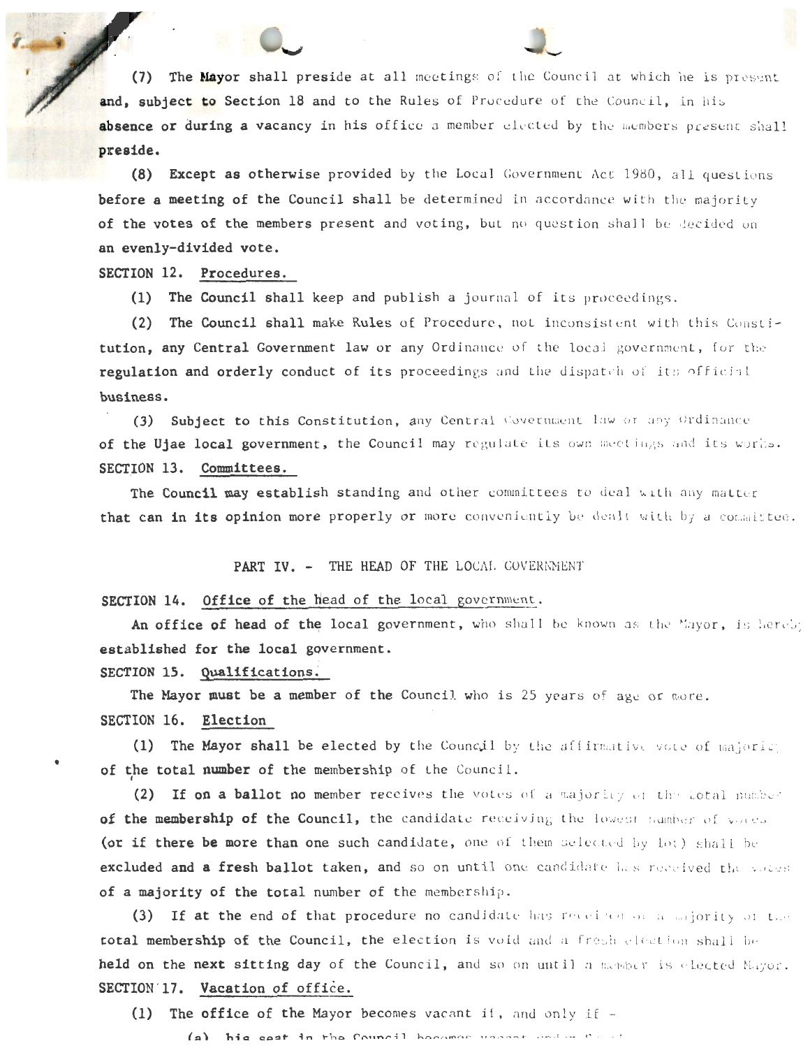(7) The Mayor shall preside at all meetings of the Council at which he is present and, subject to Section 18 and to the Rules of Procedure of the Council, in his absence or during a vacancy in his office a member elected by the members present shall preside.

(8) Except as otherwise provided by the Local Government Act 1980, all questions before a meeting of the Council shall be determined in accordance with the majority of the votes of the members present and voting, but no question shall be decided on an evenly-divided vote.

SECTION 12. Procedures.

(1) The Council shall keep and publish a journal of its proceedings.

(2) The Council shall make Rules of Procedure, not inconsistent with this Constitution, any Central Government law or any Ordinance of the local government, for the regulation and orderly conduct of its proceedings and the dispatch of its official business.

(3) Subject to this Constitution, any Central Government law or any Ordinance of the Ujae local government, the Council may regulate its own meetings and its works.

SECTION 13. Committees.

The Council may establish standing and other committees to deal with any matter that can in its opinion more properly or more conveniently be dealt with by a committee.

## PART IV. - THE HEAD OF THE LOCAL GOVERNMENT

SECTION 14. Office of the head of the local government.

An office of head of the local government, who shall be known as the Mayor, is hereby established for the local government.

SECTION 15. Qualifications.

The Mayor must be a member of the Council who is 25 years of age or more.

SECTION 16. Election

(1) The Mayor shall be elected by the Council by the affirmative vote of majority of the total number of the membership of the Council.

(2) If on a ballot no member receives the votes of a majority of the total number of the membership of the Council, the candidate receiving the lowest number of votes (or if there be more than one such candidate, one of them selected by lot) shall be excluded and a fresh ballot taken, and so on until one candidate has received the votes of a majority of the total number of the membership.

(3) If at the end of that procedure no candidate has received of a majority of the total membership of the Council, the election is void and a fresh election shall be held on the next sitting day of the Council, and so on until a member is elected Mayor.

SECTION 17. Vacation of office.

(1) The office of the Mayor becomes vacant if, and only if -

(a) his seat in the Council becomes vacant under S...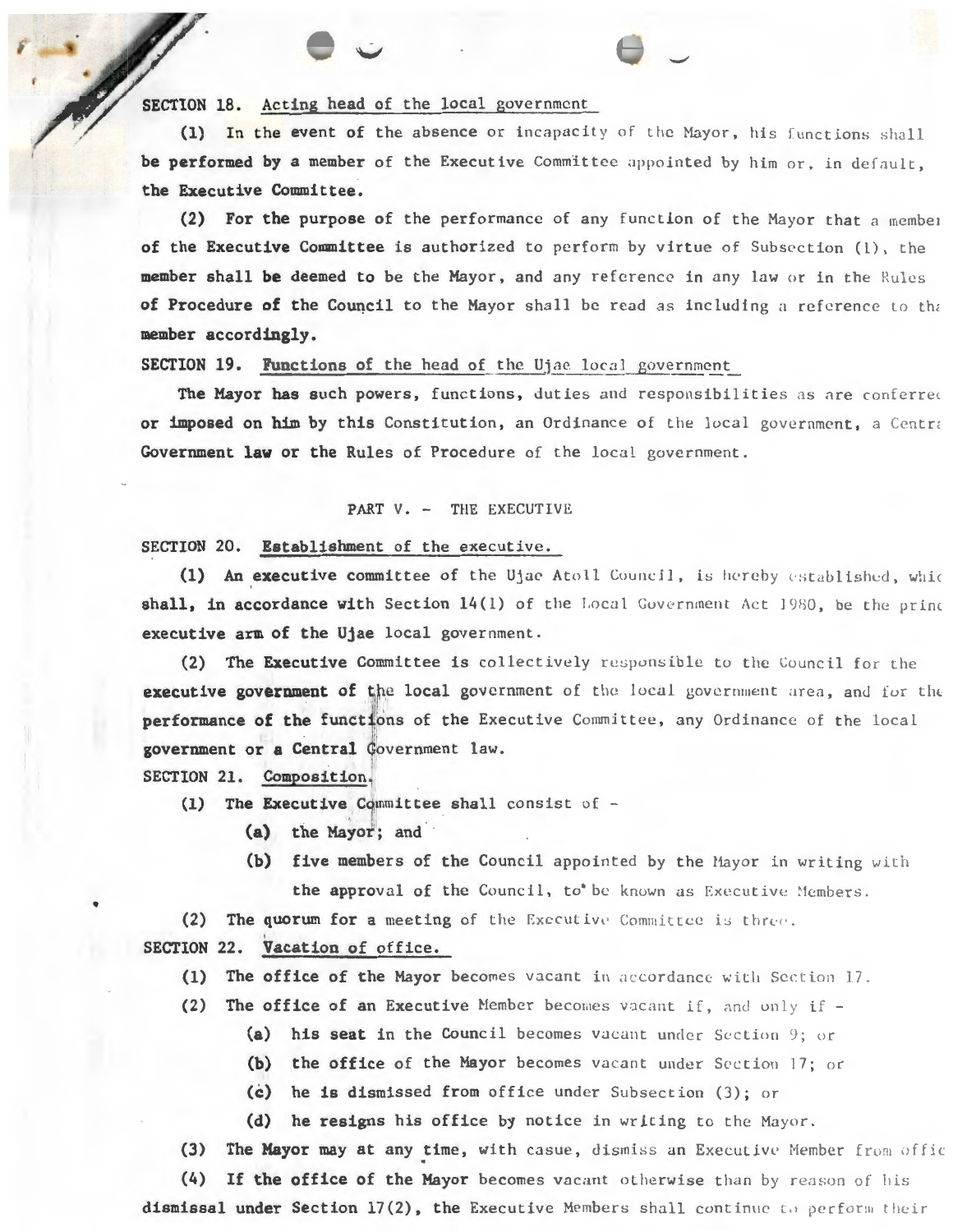**SECTION 18.** Acting head of the local government

**(1)** In the event of the absence or incapacity of the Mayor, his functions shall be performed by a member of the Executive Committee appointed by him or, in default, the Executive Committee.

**(2)** For the purpose of the performance of any function of the Mayor that a member of the Executive Committee is authorized to perform by virtue of Subsection (1), the member shall be deemed to be the Mayor, and any reference in any law or in the Rules of Procedure of the Council to the Mayor shall be read as including a reference to the member accordingly.

**SECTION 19.** Functions of the head of the Ujae local government

The Mayor has such powers, functions, duties and responsibilities as are conferred or imposed on him by this Constitution, an Ordinance of the local government, a Central Government law or the Rules of Procedure of the local government.

## PART V. - THE EXECUTIVE

**SECTION 20.** Establishment of the executive.

**(1)** An executive committee of the Ujae Atoll Council, is hereby established, which shall, in accordance with Section 14(1) of the Local Government Act 1980, be the principal executive arm of the Ujae local government.

**(2)** The Executive Committee is collectively responsible to the Council for the executive government of the local government of the local government area, and for the performance of the functions of the Executive Committee, any Ordinance of the local government or a Central Government law.

**SECTION 21.** Composition.

**(1)** The Executive Committee shall consist of -

- **(a)** the Mayor; and
- **(b)** five members of the Council appointed by the Mayor in writing with the approval of the Council, to be known as Executive Members.

**(2)** The quorum for a meeting of the Executive Committee is three.

**SECTION 22.** Vacation of office.

**(1)** The office of the Mayor becomes vacant in accordance with Section 17.

**(2)** The office of an Executive Member becomes vacant if, and only if -

- **(a)** his seat in the Council becomes vacant under Section 9; or
- **(b)** the office of the Mayor becomes vacant under Section 17; or
- **(c)** he is dismissed from office under Subsection (3); or
- **(d)** he resigns his office by notice in writing to the Mayor.

**(3)** The Mayor may at any time, with casue, dismiss an Executive Member from offic

**(4)** If the office of the Mayor becomes vacant otherwise than by reason of his dismissal under Section 17(2), the Executive Members shall continue to perform their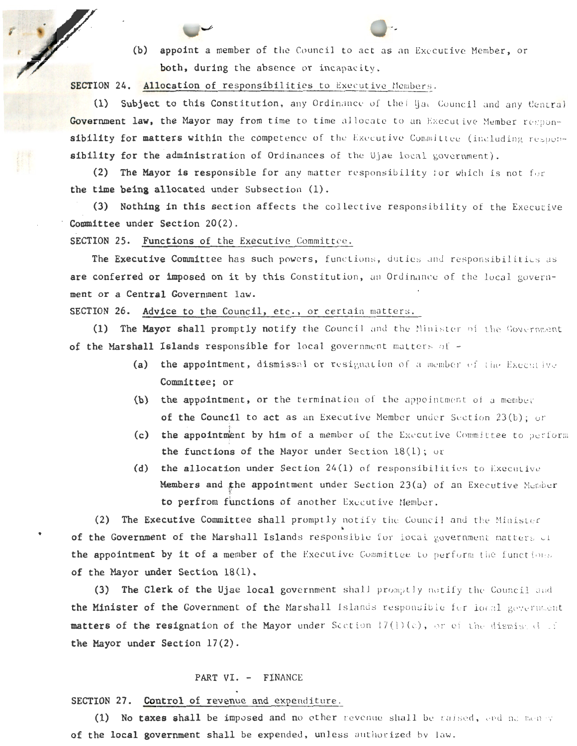(b) appoint a member of the Council to act as an Executive Member, or both, during the absence or incapacity.

**SECTION 24. Allocation of responsibilities to Executive Members.**

(1) Subject to this Constitution, any Ordinance of the Ujae Council and any Central Government law, the Mayor may from time to time allocate to an Executive Member responsibility for matters within the competence of the Executive Committee (including responsibility for the administration of Ordinances of the Ujae local government).

(2) The Mayor is responsible for any matter responsibility for which is not for the time being allocated under Subsection (1).

(3) Nothing in this section affects the collective responsibility of the Executive Committee under Section 20(2).

**SECTION 25. Functions of the Executive Committee.**

The Executive Committee has such powers, functions, duties and responsibilities as are conferred or imposed on it by this Constitution, an Ordinance of the local government or a Central Government law.

**SECTION 26. Advice to the Council, etc., or certain matters.**

(1) The Mayor shall promptly notify the Council and the Minister of the Government of the Marshall Islands responsible for local government matters of -

- (a) the appointment, dismissal or resignation of a member of the Executive Committee; or
- (b) the appointment, or the termination of the appointment of a member of the Council to act as an Executive Member under Section 23(b); or
- (c) the appointment by him of a member of the Executive Committee to perform the functions of the Mayor under Section 18(1); or
- (d) the allocation under Section 24(1) of responsibilities to Executive Members and the appointment under Section 23(a) of an Executive Member to perfrom functions of another Executive Member.

(2) The Executive Committee shall promptly notify the Council and the Minister of the Government of the Marshall Islands responsible for local government matters of the appointment by it of a member of the Executive Committee to perform the functions of the Mayor under Section 18(1).

(3) The Clerk of the Ujae local government shall promptly notify the Council and the Minister of the Government of the Marshall Islands responsible for local government matters of the resignation of the Mayor under Section 17(1)(c), or of the dismissal of the Mayor under Section 17(2).

## PART VI. - FINANCE

**SECTION 27. Control of revenue and expenditure.**

(1) No taxes shall be imposed and no other revenue shall be raised, and no money of the local government shall be expended, unless authorized by law.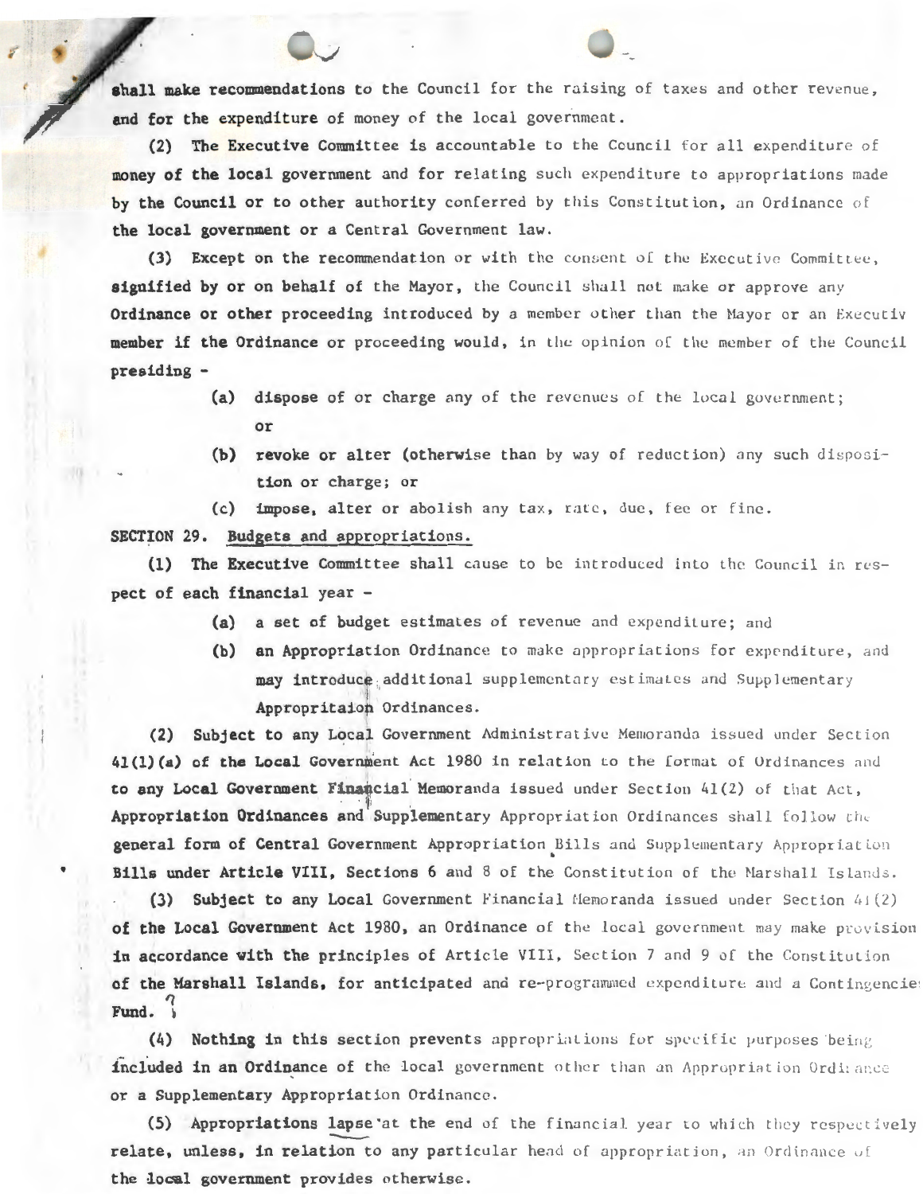shall make recommendations to the Council for the raising of taxes and other revenue, and for the expenditure of money of the local government.

(2) The Executive Committee is accountable to the Council for all expenditure of money of the local government and for relating such expenditure to appropriations made by the Council or to other authority conferred by this Constitution, an Ordinance of the local government or a Central Government law.

(3) Except on the recommendation or with the consent of the Executive Committee, signified by or on behalf of the Mayor, the Council shall not make or approve any Ordinance or other proceeding introduced by a member other than the Mayor or an Executiv member if the Ordinance or proceeding would, in the opinion of the member of the Council presiding -

- (a) dispose of or charge any of the revenues of the local government; or
- (b) revoke or alter (otherwise than by way of reduction) any such disposition or charge; or
- (c) impose, alter or abolish any tax, rate, due, fee or fine.

SECTION 29. Budgets and appropriations.

(1) The Executive Committee shall cause to be introduced into the Council in respect of each financial year -

- (a) a set of budget estimates of revenue and expenditure; and
- (b) an Appropriation Ordinance to make appropriations for expenditure, and may introduce additional supplementary estimates and Supplementary Appropritaion Ordinances.

(2) Subject to any Local Government Administrative Memoranda issued under Section 41(1)(a) of the Local Government Act 1980 in relation to the format of Ordinances and to any Local Government Financial Memoranda issued under Section 41(2) of that Act, Appropriation Ordinances and Supplementary Appropriation Ordinances shall follow the general form of Central Government Appropriation Bills and Supplementary Appropriation Bills under Article VIII, Sections 6 and 8 of the Constitution of the Marshall Islands.

(3) Subject to any Local Government Financial Memoranda issued under Section 41(2) of the Local Government Act 1980, an Ordinance of the local government may make provision in accordance with the principles of Article VIII, Section 7 and 9 of the Constitution of the Marshall Islands, for anticipated and re-programmed expenditure and a Contingencies Fund.

(4) Nothing in this section prevents appropriations for specific purposes being included in an Ordinance of the local government other than an Appropriation Ordinance or a Supplementary Appropriation Ordinance.

(5) Appropriations lapse at the end of the financial year to which they respectively relate, unless, in relation to any particular head of appropriation, an Ordinance of the local government provides otherwise.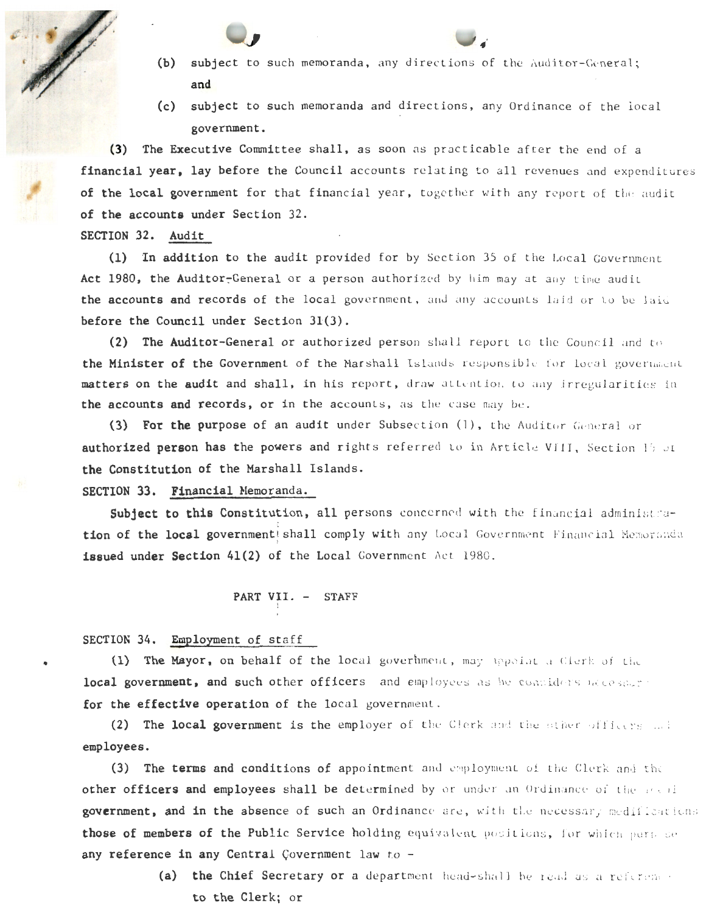(b) subject to such memoranda, any directions of the Auditor-General; and

(c) subject to such memoranda and directions, any Ordinance of the local government.

(3) The Executive Committee shall, as soon as practicable after the end of a financial year, lay before the Council accounts relating to all revenues and expenditures of the local government for that financial year, together with any report of the audit of the accounts under Section 32.

SECTION 32. Audit

(1) In addition to the audit provided for by Section 35 of the Local Government Act 1980, the Auditor-General or a person authorized by him may at any time audit the accounts and records of the local government, and any accounts laid or to be laid before the Council under Section 31(3).

(2) The Auditor-General or authorized person shall report to the Council and to the Minister of the Government of the Marshall Islands responsible for local government matters on the audit and shall, in his report, draw attention to any irregularities in the accounts and records, or in the accounts, as the case may be.

(3) For the purpose of an audit under Subsection (1), the Auditor General or authorized person has the powers and rights referred to in Article VIII, Section 15 of the Constitution of the Marshall Islands.

SECTION 33. Financial Memoranda.

Subject to this Constitution, all persons concerned with the financial administration of the local government shall comply with any Local Government Financial Memoranda issued under Section 41(2) of the Local Government Act 1980.

PART VII. - STAFF

SECTION 34. Employment of staff

(1) The Mayor, on behalf of the local government, may appoint a Clerk of the local government, and such other officers and employees as he considers necessary for the effective operation of the local government.

(2) The local government is the employer of the Clerk and the other officers and employees.

(3) The terms and conditions of appointment and employment of the Clerk and the other officers and employees shall be determined by or under an Ordinance of the local government, and in the absence of such an Ordinance are, with the necessary modifications those of members of the Public Service holding equivalent positions, for which purpose any reference in any Central Government law to -

(a) the Chief Secretary or a department head-shall be read as a reference to the Clerk; or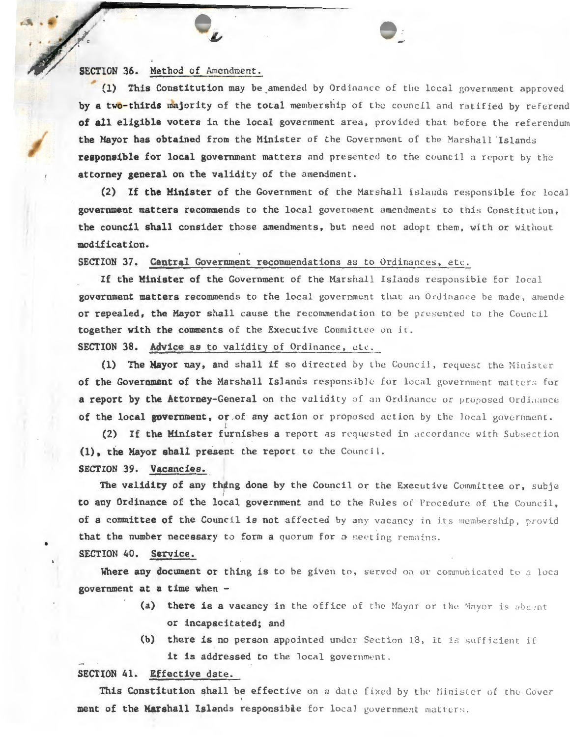SECTION 36. Method of Amendment.

(1) This Constitution may be amended by Ordinance of the local government approved by a two-thirds majority of the total membership of the council and ratified by referend of all eligible voters in the local government area, provided that before the referendum the Mayor has obtained from the Minister of the Government of the Marshall Islands responsible for local government matters and presented to the council a report by the attorney general on the validity of the amendment.

(2) If the Minister of the Government of the Marshall Islands responsible for local government matters recommends to the local government amendments to this Constitution, the council shall consider those amendments, but need not adopt them, with or without modification.

SECTION 37. Central Government recommendations as to Ordinances, etc.

If the Minister of the Government of the Marshall Islands responsible for local government matters recommends to the local government that an Ordinance be made, amende or repealed, the Mayor shall cause the recommendation to be presented to the Council together with the comments of the Executive Committee on it.

SECTION 38. Advice as to validity of Ordinance, etc.

(1) The Mayor may, and shall if so directed by the Council, request the Minister of the Government of the Marshall Islands responsible for local government matters for a report by the Attorney-General on the validity of an Ordinance or proposed Ordinance of the local government, or of any action or proposed action by the local government.

(2) If the Minister furnishes a report as requested in accordance with Subsection (1), the Mayor shall present the report to the Council.

SECTION 39. Vacancies.

The validity of any thing done by the Council or the Executive Committee or, subje to any Ordinance of the local government and to the Rules of Procedure of the Council, of a committee of the Council is not affected by any vacancy in its membership, provid that the number necessary to form a quorum for a meeting remains.

SECTION 40. Service.

Where any document or thing is to be given to, served on or communicated to a loca government at a time when -

(a) there is a vacancy in the office of the Mayor or the Mayor is absent or incapacitated; and

(b) there is no person appointed under Section 18, it is sufficient if it is addressed to the local government.

SECTION 41. Effective date.

This Constitution shall be effective on a date fixed by the Minister of the Gover ment of the Marshall Islands responsible for local government matters.